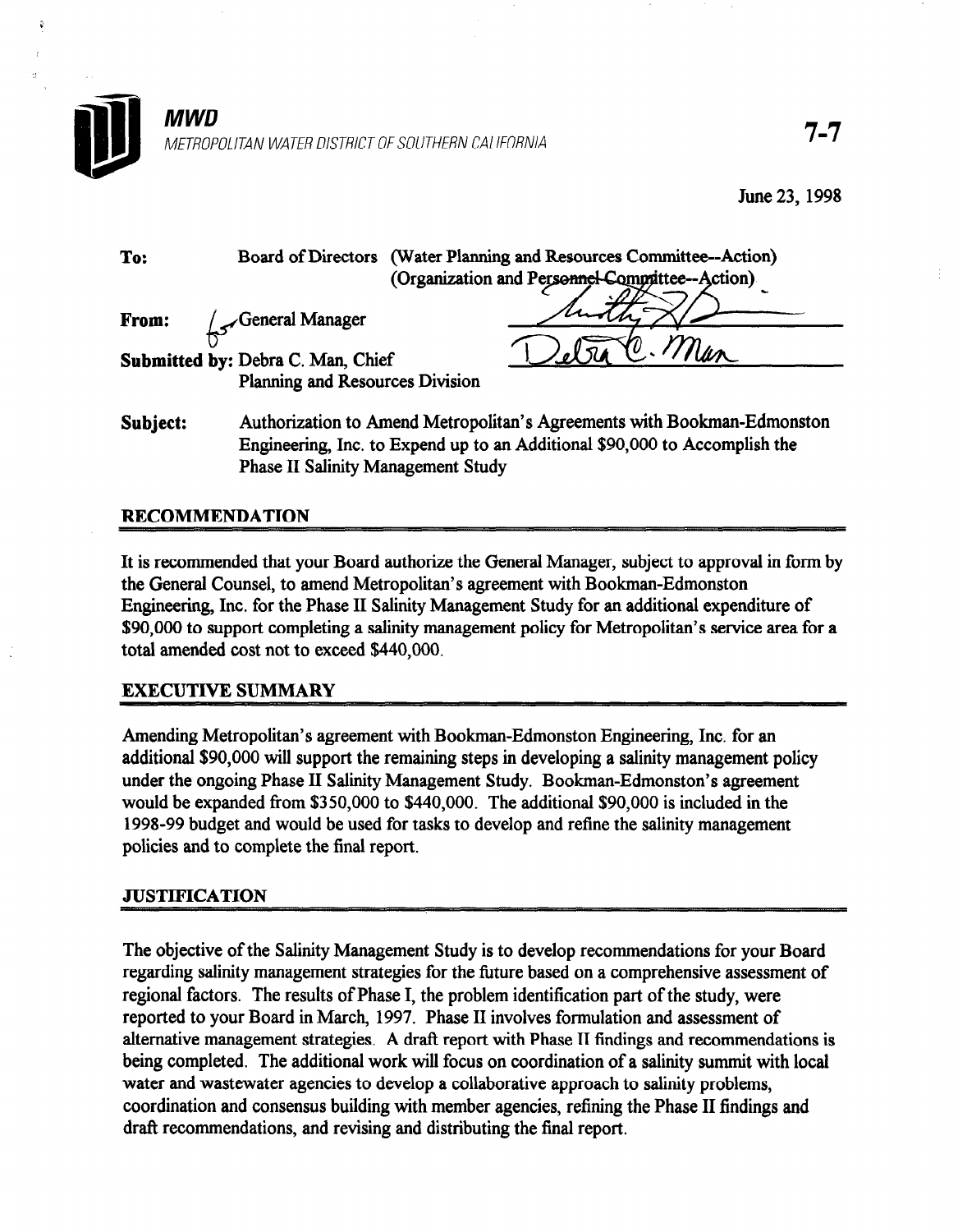**MWD**

METROPOLITAN WATER DISTRICT OF SOUTHERN CALIFORNIA

**7-7**

June 23, 1998

**To:** Board of Directors (Water Planning and Resources Committee--Action) (Organization and Personnel Committee--Action)

**From:** General Manager

**Submitted by:** Debra C. Man, Chief
Planning and Resources Division

**Subject:** Authorization to Amend Metropolitan's Agreements with Bookman-Edmonston Engineering, Inc. to Expend up to an Additional $90,000 to Accomplish the Phase II Salinity Management Study

## RECOMMENDATION

It is recommended that your Board authorize the General Manager, subject to approval in form by the General Counsel, to amend Metropolitan's agreement with Bookman-Edmonston Engineering, Inc. for the Phase II Salinity Management Study for an additional expenditure of $90,000 to support completing a salinity management policy for Metropolitan's service area for a total amended cost not to exceed $440,000.

## EXECUTIVE SUMMARY

Amending Metropolitan's agreement with Bookman-Edmonston Engineering, Inc. for an additional $90,000 will support the remaining steps in developing a salinity management policy under the ongoing Phase II Salinity Management Study. Bookman-Edmonston's agreement would be expanded from $350,000 to $440,000. The additional $90,000 is included in the 1998-99 budget and would be used for tasks to develop and refine the salinity management policies and to complete the final report.

## JUSTIFICATION

The objective of the Salinity Management Study is to develop recommendations for your Board regarding salinity management strategies for the future based on a comprehensive assessment of regional factors. The results of Phase I, the problem identification part of the study, were reported to your Board in March, 1997. Phase II involves formulation and assessment of alternative management strategies. A draft report with Phase II findings and recommendations is being completed. The additional work will focus on coordination of a salinity summit with local water and wastewater agencies to develop a collaborative approach to salinity problems, coordination and consensus building with member agencies, refining the Phase II findings and draft recommendations, and revising and distributing the final report.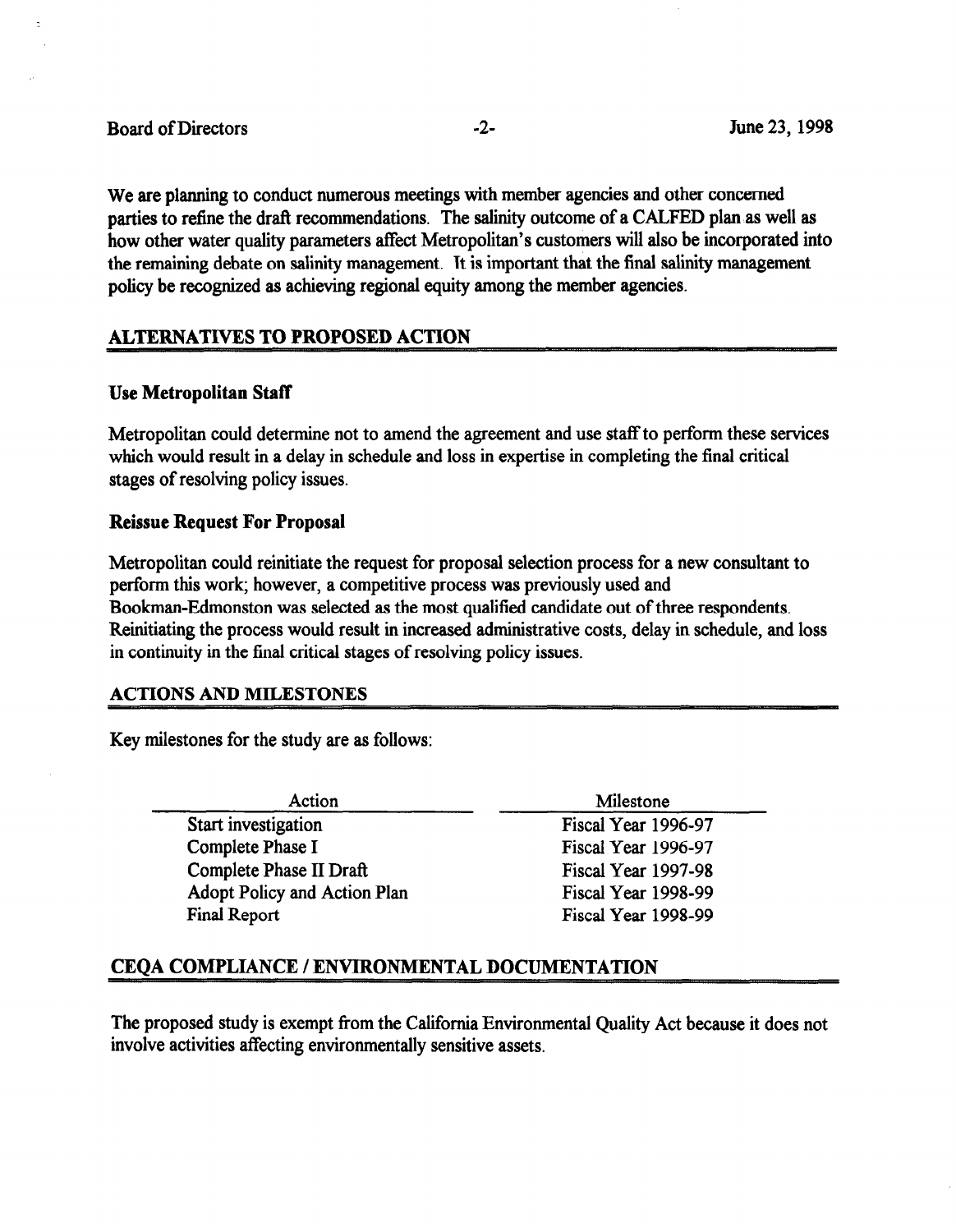We are planning to conduct numerous meetings with member agencies and other concerned parties to refine the draft recommendations. The salinity outcome of a CALFED plan as well as how other water quality parameters affect Metropolitan's customers will also be incorporated into the remaining debate on salinity management. It is important that the final salinity management policy be recognized as achieving regional equity among the member agencies.

## ALTERNATIVES TO PROPOSED ACTION

### Use Metropolitan Staff

Metropolitan could determine not to amend the agreement and use staff to perform these services which would result in a delay in schedule and loss in expertise in completing the final critical stages of resolving policy issues.

### Reissue Request For Proposal

Metropolitan could reinitiate the request for proposal selection process for a new consultant to perform this work; however, a competitive process was previously used and Bookman-Edmonston was selected as the most qualified candidate out of three respondents. Reinitiating the process would result in increased administrative costs, delay in schedule, and loss in continuity in the final critical stages of resolving policy issues.

## ACTIONS AND MILESTONES

Key milestones for the study are as follows:

| Action | Milestone |
|---|---|
| Start investigation | Fiscal Year 1996-97 |
| Complete Phase I | Fiscal Year 1996-97 |
| Complete Phase II Draft | Fiscal Year 1997-98 |
| Adopt Policy and Action Plan | Fiscal Year 1998-99 |
| Final Report | Fiscal Year 1998-99 |

## CEQA COMPLIANCE / ENVIRONMENTAL DOCUMENTATION

The proposed study is exempt from the California Environmental Quality Act because it does not involve activities affecting environmentally sensitive assets.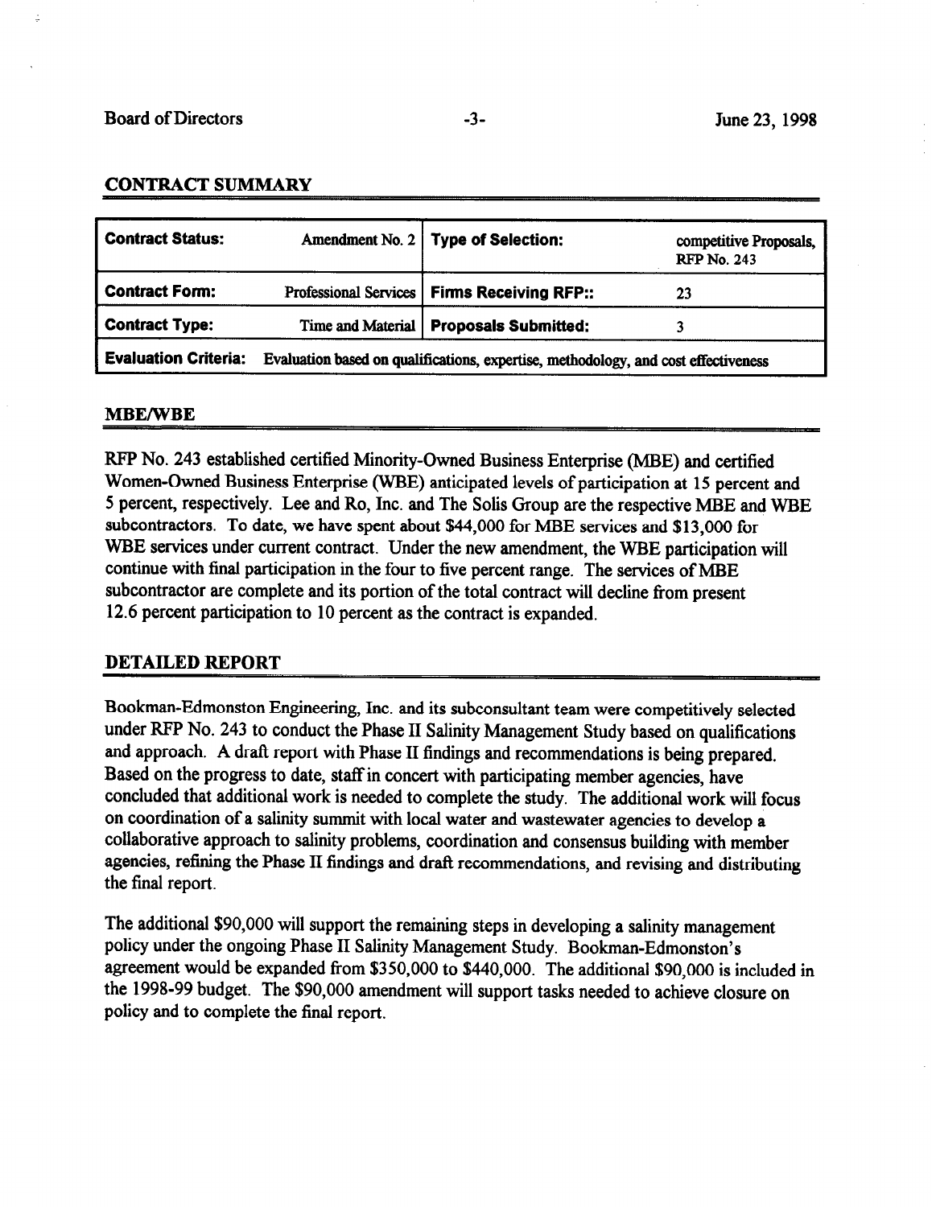## CONTRACT SUMMARY

| Contract Status: | Amendment No. 2 | Type of Selection: | competitive Proposals, RFP No. 243 |
|---|---|---|---|
| Contract Form: | Professional Services | Firms Receiving RFP:: | 23 |
| Contract Type: | Time and Material | Proposals Submitted: | 3 |
| Evaluation Criteria: | Evaluation based on qualifications, expertise, methodology, and cost effectiveness | | |

## MBE/WBE

RFP No. 243 established certified Minority-Owned Business Enterprise (MBE) and certified Women-Owned Business Enterprise (WBE) anticipated levels of participation at 15 percent and 5 percent, respectively. Lee and Ro, Inc. and The Solis Group are the respective MBE and WBE subcontractors. To date, we have spent about $44,000 for MBE services and $13,000 for WBE services under current contract. Under the new amendment, the WBE participation will continue with final participation in the four to five percent range. The services of MBE subcontractor are complete and its portion of the total contract will decline from present 12.6 percent participation to 10 percent as the contract is expanded.

## DETAILED REPORT

Bookman-Edmonston Engineering, Inc. and its subconsultant team were competitively selected under RFP No. 243 to conduct the Phase II Salinity Management Study based on qualifications and approach. A draft report with Phase II findings and recommendations is being prepared. Based on the progress to date, staff in concert with participating member agencies, have concluded that additional work is needed to complete the study. The additional work will focus on coordination of a salinity summit with local water and wastewater agencies to develop a collaborative approach to salinity problems, coordination and consensus building with member agencies, refining the Phase II findings and draft recommendations, and revising and distributing the final report.

The additional $90,000 will support the remaining steps in developing a salinity management policy under the ongoing Phase II Salinity Management Study. Bookman-Edmonston's agreement would be expanded from $350,000 to $440,000. The additional $90,000 is included in the 1998-99 budget. The $90,000 amendment will support tasks needed to achieve closure on policy and to complete the final report.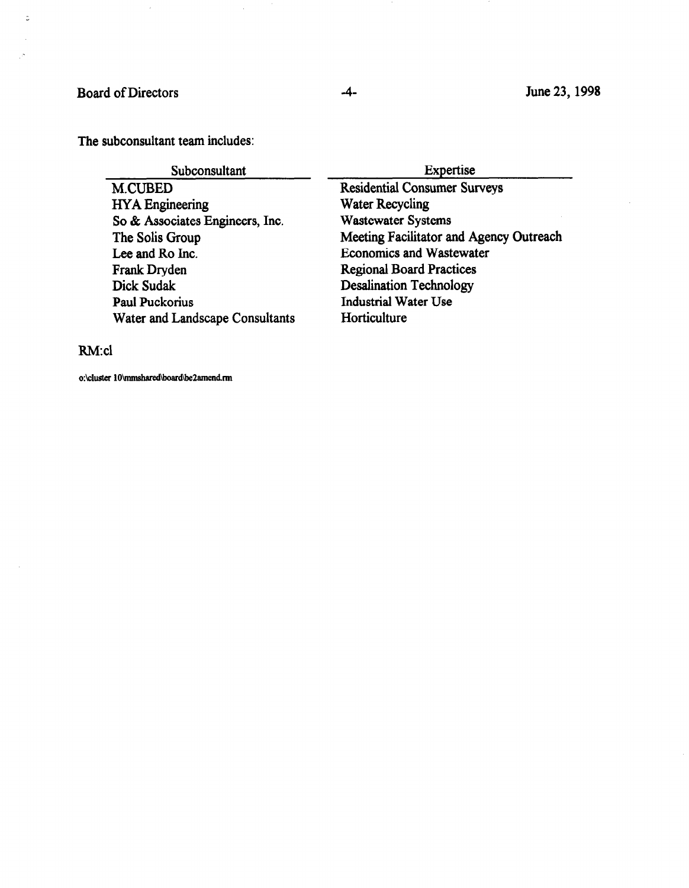The subconsultant team includes:

| Subconsultant | Expertise |
| --- | --- |
| M.CUBED | Residential Consumer Surveys |
| HYA Engineering | Water Recycling |
| So & Associates Engineers, Inc. | Wastewater Systems |
| The Solis Group | Meeting Facilitator and Agency Outreach |
| Lee and Ro Inc. | Economics and Wastewater |
| Frank Dryden | Regional Board Practices |
| Dick Sudak | Desalination Technology |
| Paul Puckorius | Industrial Water Use |
| Water and Landscape Consultants | Horticulture |

RM:cl

o:\cluster 10\mmshared\board\be2amend.rm